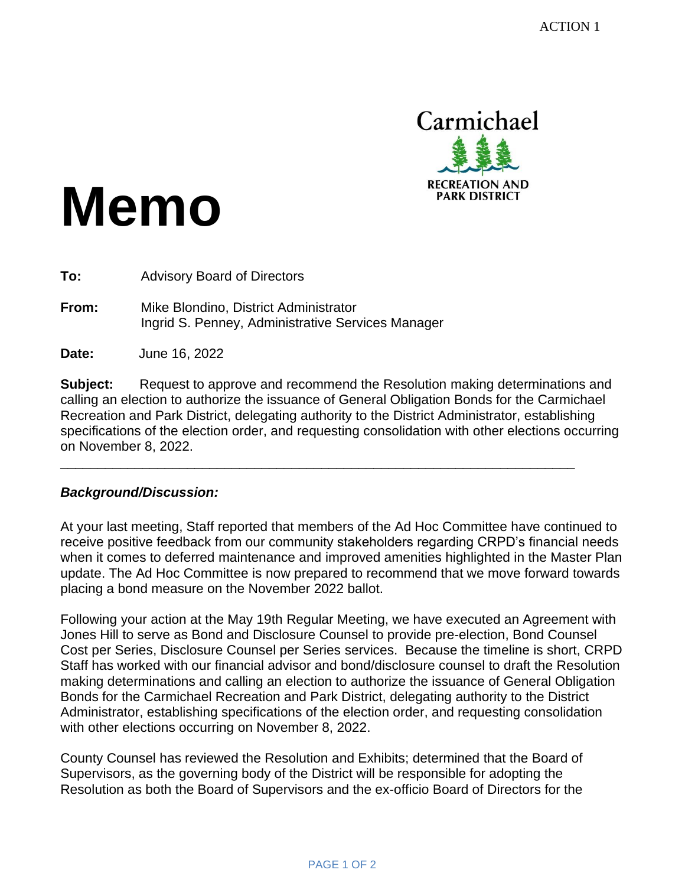ACTION 1

Carmichael

RECREATION AND PARK DISTRICT

# Memo

**To:** Advisory Board of Directors

**From:** Mike Blondino, District Administrator
Ingrid S. Penney, Administrative Services Manager

**Date:** June 16, 2022

**Subject:** Request to approve and recommend the Resolution making determinations and calling an election to authorize the issuance of General Obligation Bonds for the Carmichael Recreation and Park District, delegating authority to the District Administrator, establishing specifications of the election order, and requesting consolidation with other elections occurring on November 8, 2022.

---

***Background/Discussion:***

At your last meeting, Staff reported that members of the Ad Hoc Committee have continued to receive positive feedback from our community stakeholders regarding CRPD's financial needs when it comes to deferred maintenance and improved amenities highlighted in the Master Plan update. The Ad Hoc Committee is now prepared to recommend that we move forward towards placing a bond measure on the November 2022 ballot.

Following your action at the May 19th Regular Meeting, we have executed an Agreement with Jones Hill to serve as Bond and Disclosure Counsel to provide pre-election, Bond Counsel Cost per Series, Disclosure Counsel per Series services. Because the timeline is short, CRPD Staff has worked with our financial advisor and bond/disclosure counsel to draft the Resolution making determinations and calling an election to authorize the issuance of General Obligation Bonds for the Carmichael Recreation and Park District, delegating authority to the District Administrator, establishing specifications of the election order, and requesting consolidation with other elections occurring on November 8, 2022.

County Counsel has reviewed the Resolution and Exhibits; determined that the Board of Supervisors, as the governing body of the District will be responsible for adopting the Resolution as both the Board of Supervisors and the ex-officio Board of Directors for the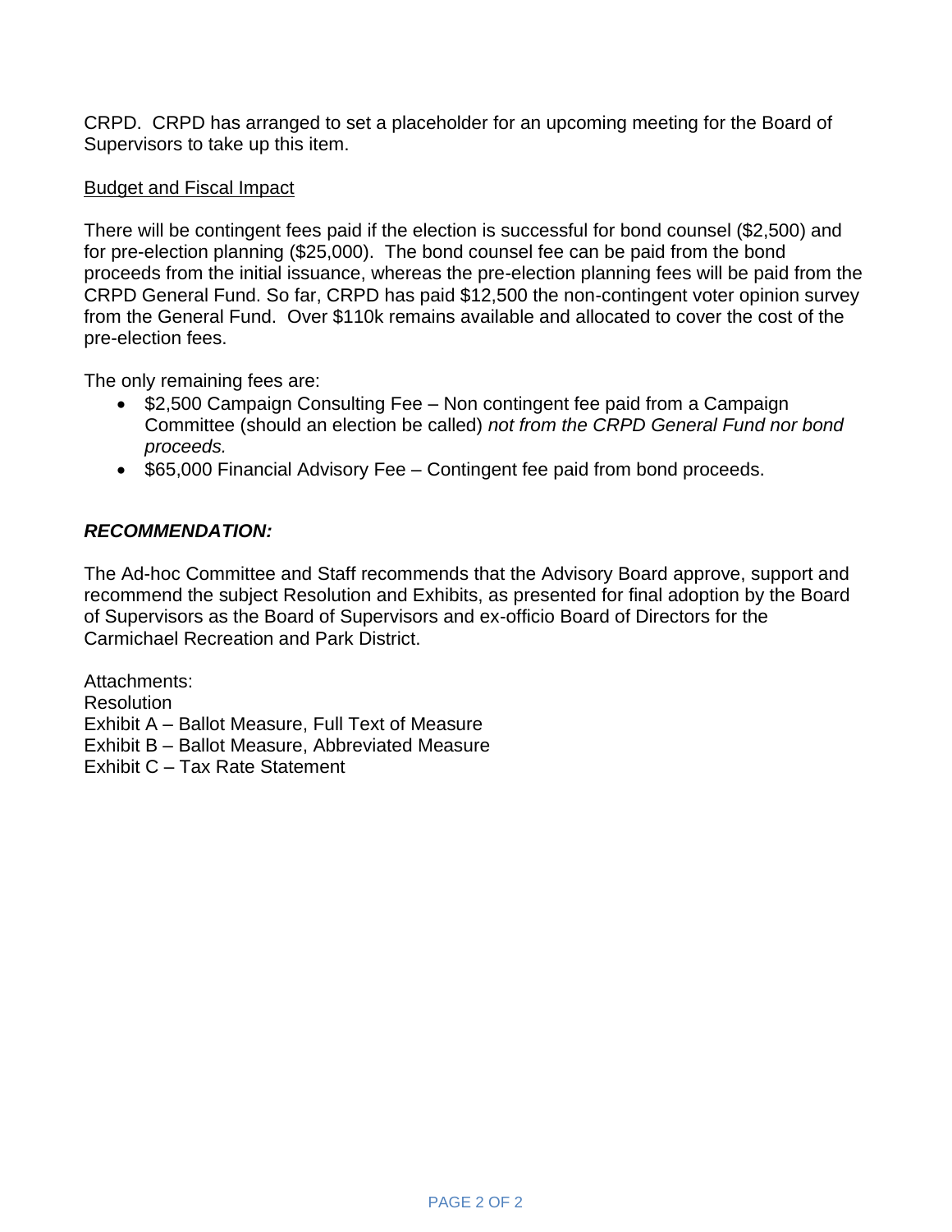CRPD. CRPD has arranged to set a placeholder for an upcoming meeting for the Board of Supervisors to take up this item.

<u>Budget and Fiscal Impact</u>

There will be contingent fees paid if the election is successful for bond counsel ($2,500) and for pre-election planning ($25,000). The bond counsel fee can be paid from the bond proceeds from the initial issuance, whereas the pre-election planning fees will be paid from the CRPD General Fund. So far, CRPD has paid $12,500 the non-contingent voter opinion survey from the General Fund. Over $110k remains available and allocated to cover the cost of the pre-election fees.

The only remaining fees are:

- $2,500 Campaign Consulting Fee – Non contingent fee paid from a Campaign Committee (should an election be called) *not from the CRPD General Fund nor bond proceeds.*
- $65,000 Financial Advisory Fee – Contingent fee paid from bond proceeds.

***RECOMMENDATION:***

The Ad-hoc Committee and Staff recommends that the Advisory Board approve, support and recommend the subject Resolution and Exhibits, as presented for final adoption by the Board of Supervisors as the Board of Supervisors and ex-officio Board of Directors for the Carmichael Recreation and Park District.

Attachments:
Resolution
Exhibit A – Ballot Measure, Full Text of Measure
Exhibit B – Ballot Measure, Abbreviated Measure
Exhibit C – Tax Rate Statement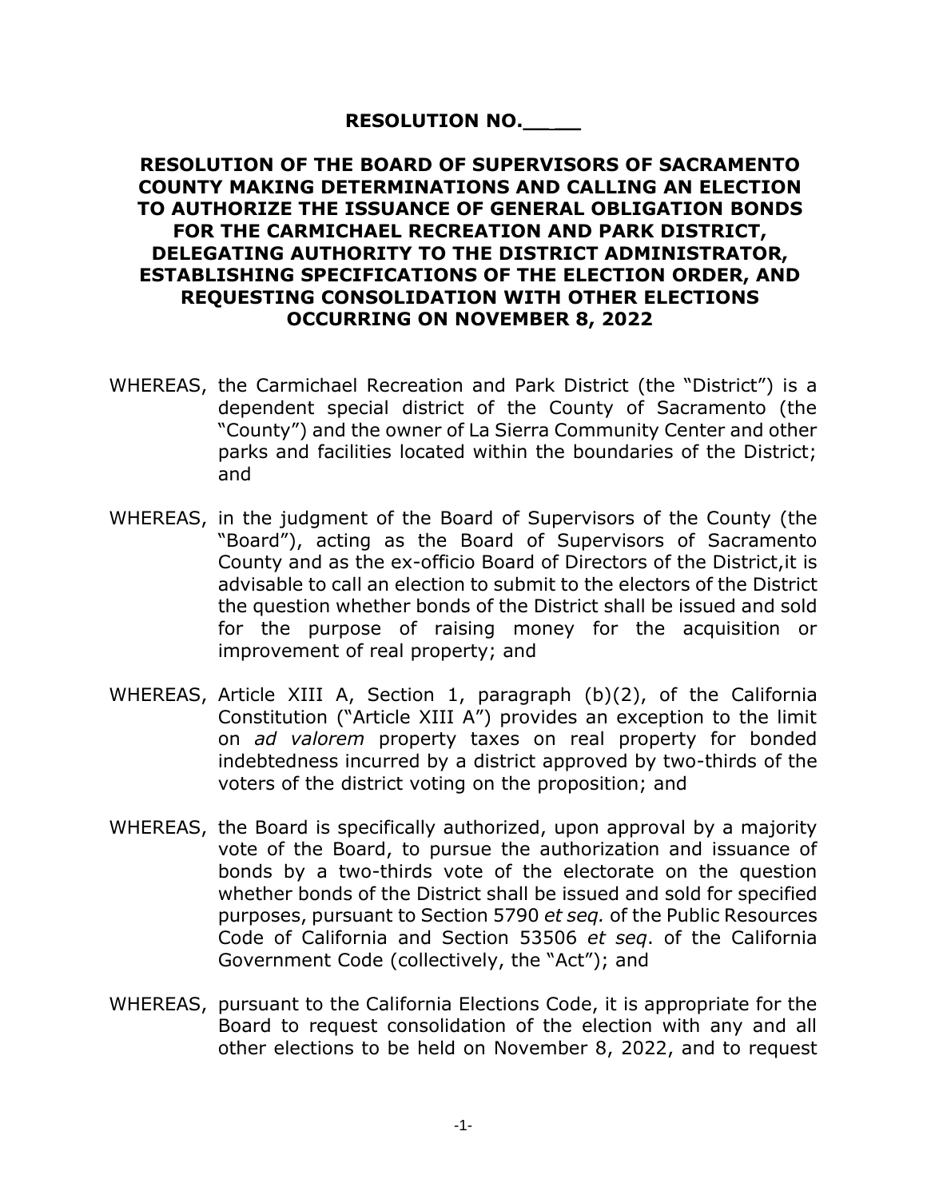**RESOLUTION NO.\_\_\_\_\_**

**RESOLUTION OF THE BOARD OF SUPERVISORS OF SACRAMENTO COUNTY MAKING DETERMINATIONS AND CALLING AN ELECTION TO AUTHORIZE THE ISSUANCE OF GENERAL OBLIGATION BONDS FOR THE CARMICHAEL RECREATION AND PARK DISTRICT, DELEGATING AUTHORITY TO THE DISTRICT ADMINISTRATOR, ESTABLISHING SPECIFICATIONS OF THE ELECTION ORDER, AND REQUESTING CONSOLIDATION WITH OTHER ELECTIONS OCCURRING ON NOVEMBER 8, 2022**

WHEREAS, the Carmichael Recreation and Park District (the "District") is a dependent special district of the County of Sacramento (the "County") and the owner of La Sierra Community Center and other parks and facilities located within the boundaries of the District; and

WHEREAS, in the judgment of the Board of Supervisors of the County (the "Board"), acting as the Board of Supervisors of Sacramento County and as the ex-officio Board of Directors of the District,it is advisable to call an election to submit to the electors of the District the question whether bonds of the District shall be issued and sold for the purpose of raising money for the acquisition or improvement of real property; and

WHEREAS, Article XIII A, Section 1, paragraph (b)(2), of the California Constitution ("Article XIII A") provides an exception to the limit on *ad valorem* property taxes on real property for bonded indebtedness incurred by a district approved by two-thirds of the voters of the district voting on the proposition; and

WHEREAS, the Board is specifically authorized, upon approval by a majority vote of the Board, to pursue the authorization and issuance of bonds by a two-thirds vote of the electorate on the question whether bonds of the District shall be issued and sold for specified purposes, pursuant to Section 5790 *et seq.* of the Public Resources Code of California and Section 53506 *et seq*. of the California Government Code (collectively, the "Act"); and

WHEREAS, pursuant to the California Elections Code, it is appropriate for the Board to request consolidation of the election with any and all other elections to be held on November 8, 2022, and to request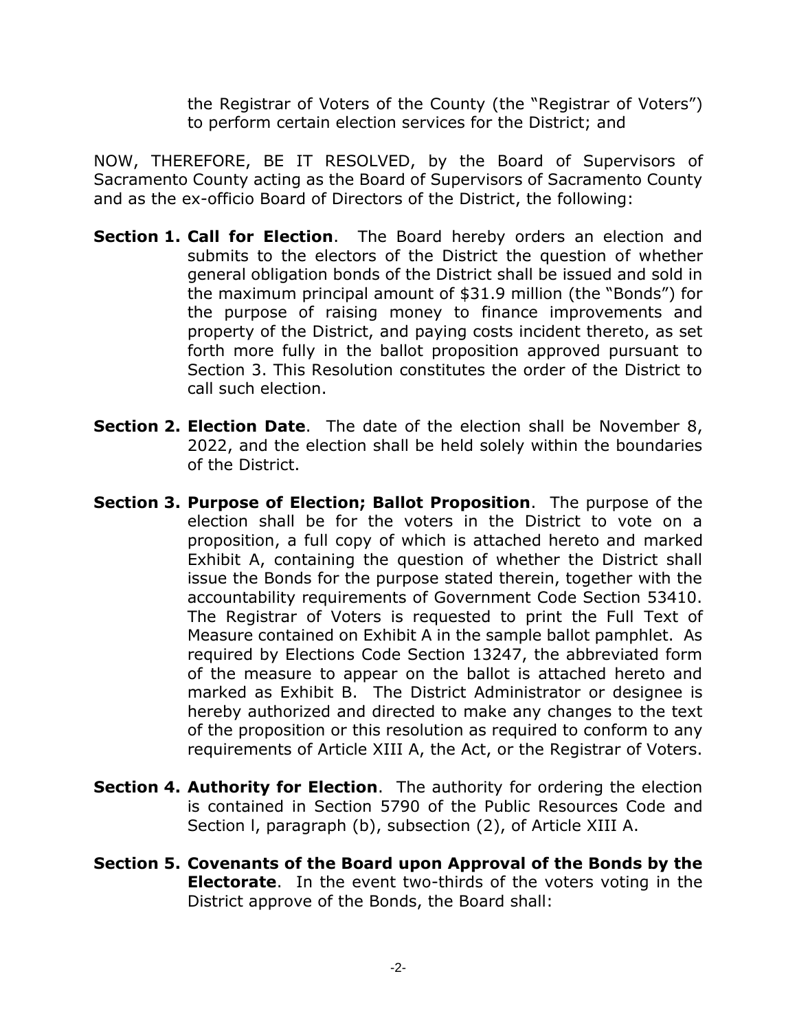the Registrar of Voters of the County (the "Registrar of Voters") to perform certain election services for the District; and

NOW, THEREFORE, BE IT RESOLVED, by the Board of Supervisors of Sacramento County acting as the Board of Supervisors of Sacramento County and as the ex-officio Board of Directors of the District, the following:

**Section 1. Call for Election**. The Board hereby orders an election and submits to the electors of the District the question of whether general obligation bonds of the District shall be issued and sold in the maximum principal amount of $31.9 million (the "Bonds") for the purpose of raising money to finance improvements and property of the District, and paying costs incident thereto, as set forth more fully in the ballot proposition approved pursuant to Section 3. This Resolution constitutes the order of the District to call such election.

**Section 2. Election Date**. The date of the election shall be November 8, 2022, and the election shall be held solely within the boundaries of the District.

**Section 3. Purpose of Election; Ballot Proposition**. The purpose of the election shall be for the voters in the District to vote on a proposition, a full copy of which is attached hereto and marked Exhibit A, containing the question of whether the District shall issue the Bonds for the purpose stated therein, together with the accountability requirements of Government Code Section 53410. The Registrar of Voters is requested to print the Full Text of Measure contained on Exhibit A in the sample ballot pamphlet. As required by Elections Code Section 13247, the abbreviated form of the measure to appear on the ballot is attached hereto and marked as Exhibit B. The District Administrator or designee is hereby authorized and directed to make any changes to the text of the proposition or this resolution as required to conform to any requirements of Article XIII A, the Act, or the Registrar of Voters.

**Section 4. Authority for Election**. The authority for ordering the election is contained in Section 5790 of the Public Resources Code and Section l, paragraph (b), subsection (2), of Article XIII A.

**Section 5. Covenants of the Board upon Approval of the Bonds by the Electorate**. In the event two-thirds of the voters voting in the District approve of the Bonds, the Board shall: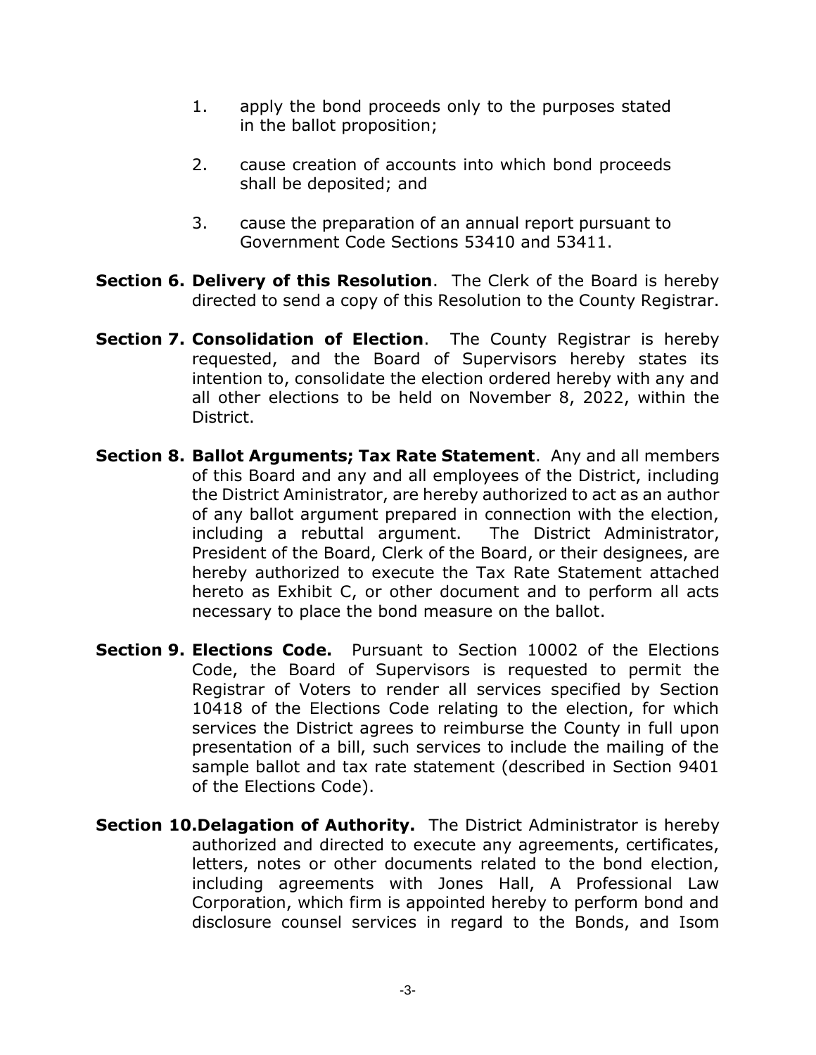1. apply the bond proceeds only to the purposes stated in the ballot proposition;

2. cause creation of accounts into which bond proceeds shall be deposited; and

3. cause the preparation of an annual report pursuant to Government Code Sections 53410 and 53411.

**Section 6. Delivery of this Resolution**. The Clerk of the Board is hereby directed to send a copy of this Resolution to the County Registrar.

**Section 7. Consolidation of Election**. The County Registrar is hereby requested, and the Board of Supervisors hereby states its intention to, consolidate the election ordered hereby with any and all other elections to be held on November 8, 2022, within the District.

**Section 8. Ballot Arguments; Tax Rate Statement**. Any and all members of this Board and any and all employees of the District, including the District Aministrator, are hereby authorized to act as an author of any ballot argument prepared in connection with the election, including a rebuttal argument. The District Administrator, President of the Board, Clerk of the Board, or their designees, are hereby authorized to execute the Tax Rate Statement attached hereto as Exhibit C, or other document and to perform all acts necessary to place the bond measure on the ballot.

**Section 9. Elections Code.** Pursuant to Section 10002 of the Elections Code, the Board of Supervisors is requested to permit the Registrar of Voters to render all services specified by Section 10418 of the Elections Code relating to the election, for which services the District agrees to reimburse the County in full upon presentation of a bill, such services to include the mailing of the sample ballot and tax rate statement (described in Section 9401 of the Elections Code).

**Section 10.Delagation of Authority.** The District Administrator is hereby authorized and directed to execute any agreements, certificates, letters, notes or other documents related to the bond election, including agreements with Jones Hall, A Professional Law Corporation, which firm is appointed hereby to perform bond and disclosure counsel services in regard to the Bonds, and Isom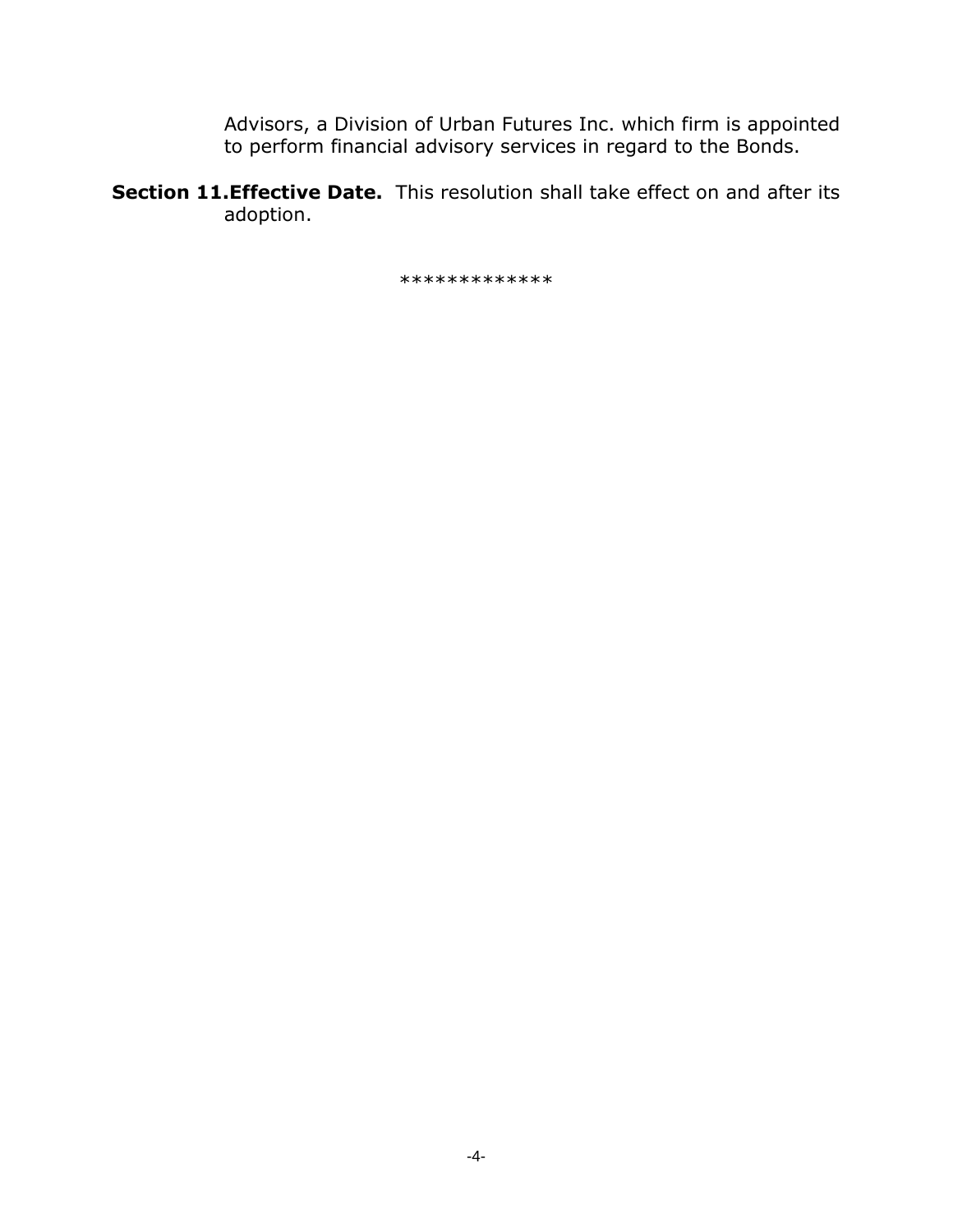Advisors, a Division of Urban Futures Inc. which firm is appointed to perform financial advisory services in regard to the Bonds.

**Section 11.Effective Date.** This resolution shall take effect on and after its adoption.

*************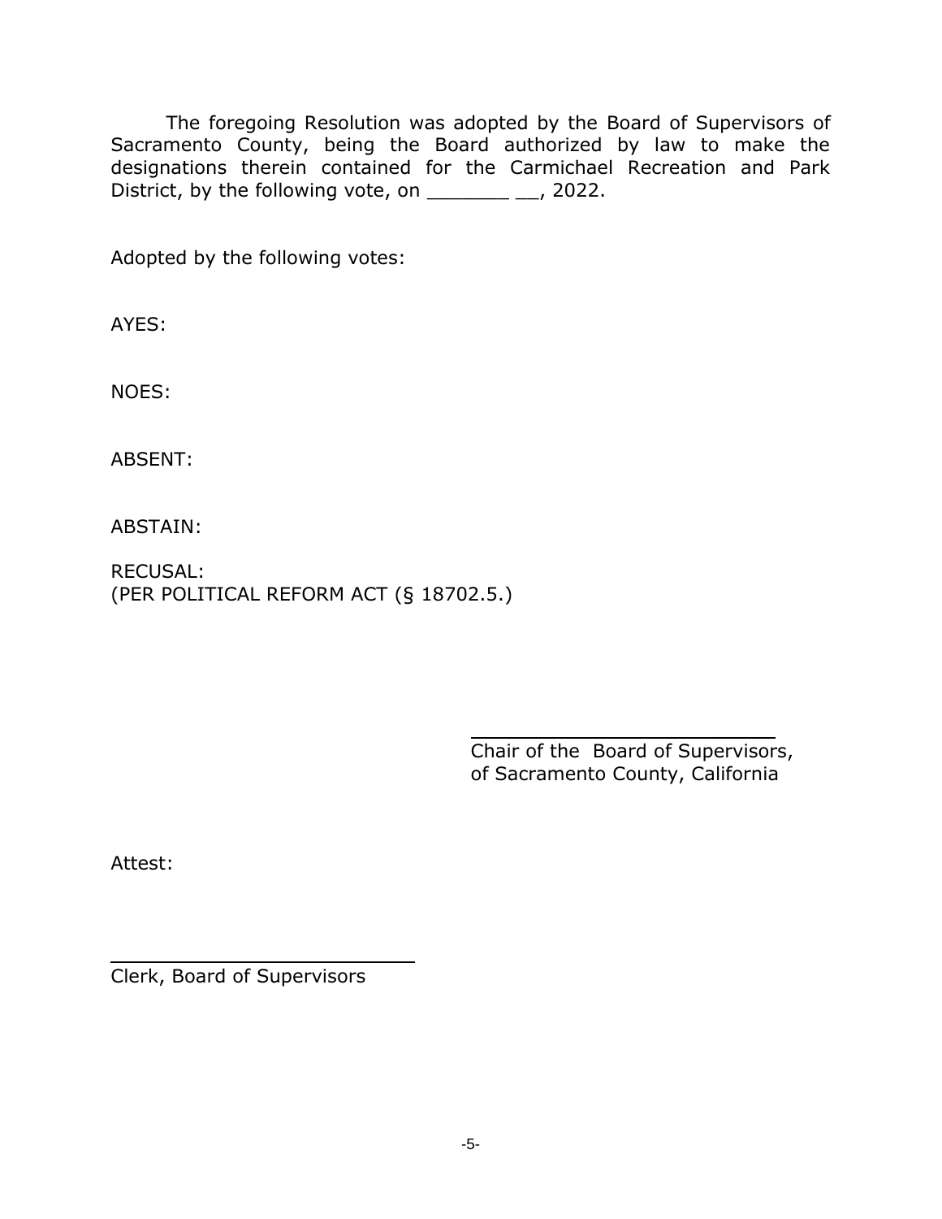The foregoing Resolution was adopted by the Board of Supervisors of Sacramento County, being the Board authorized by law to make the designations therein contained for the Carmichael Recreation and Park District, by the following vote, on _______ __, 2022.

Adopted by the following votes:

AYES:

NOES:

ABSENT:

ABSTAIN:

RECUSAL:
(PER POLITICAL REFORM ACT (§ 18702.5.)

___________________________
Chair of the Board of Supervisors,
of Sacramento County, California

Attest:

___________________________
Clerk, Board of Supervisors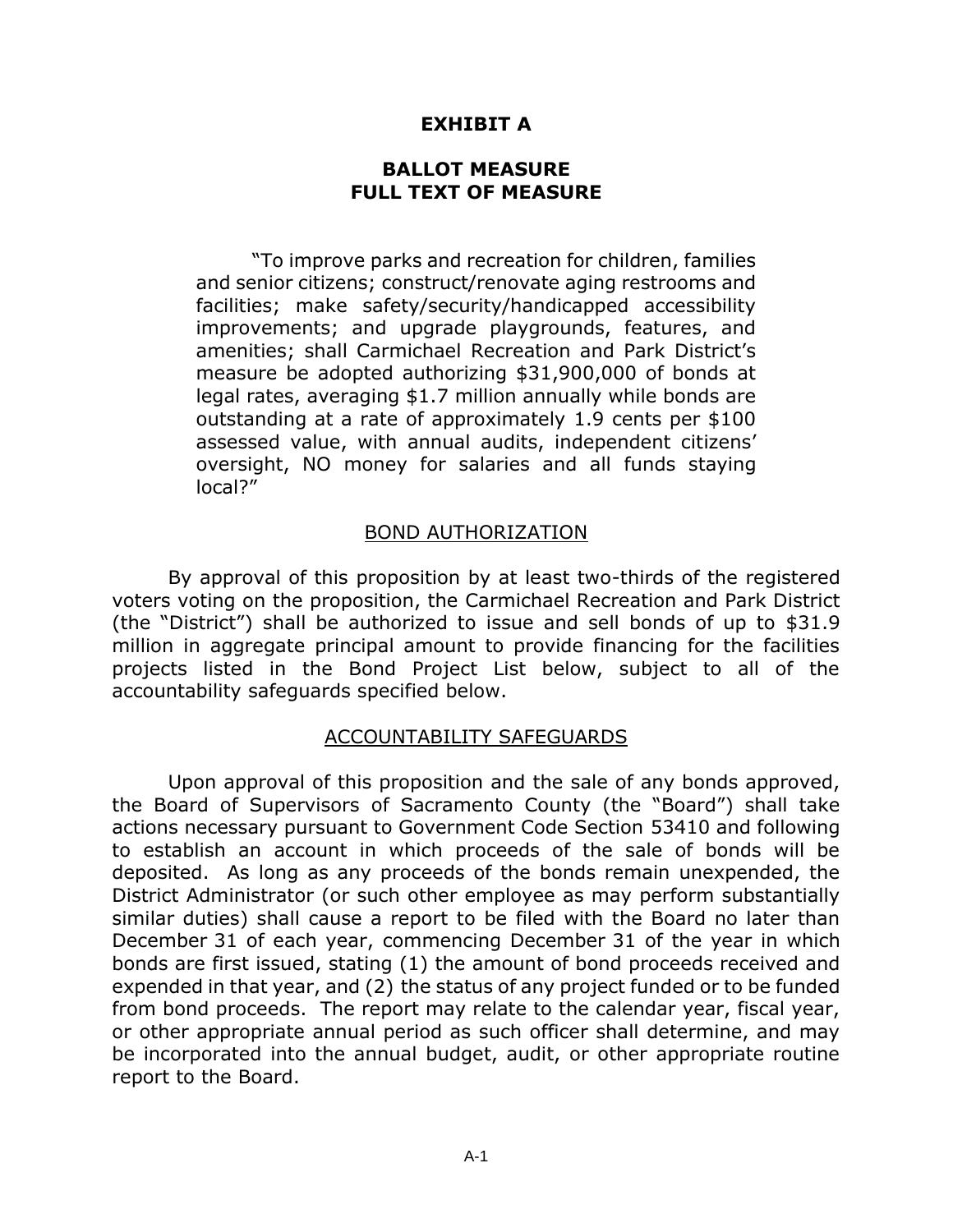# EXHIBIT A

## BALLOT MEASURE
## FULL TEXT OF MEASURE

> "To improve parks and recreation for children, families and senior citizens; construct/renovate aging restrooms and facilities; make safety/security/handicapped accessibility improvements; and upgrade playgrounds, features, and amenities; shall Carmichael Recreation and Park District's measure be adopted authorizing $31,900,000 of bonds at legal rates, averaging $1.7 million annually while bonds are outstanding at a rate of approximately 1.9 cents per $100 assessed value, with annual audits, independent citizens' oversight, NO money for salaries and all funds staying local?"

### BOND AUTHORIZATION

By approval of this proposition by at least two-thirds of the registered voters voting on the proposition, the Carmichael Recreation and Park District (the "District") shall be authorized to issue and sell bonds of up to $31.9 million in aggregate principal amount to provide financing for the facilities projects listed in the Bond Project List below, subject to all of the accountability safeguards specified below.

### ACCOUNTABILITY SAFEGUARDS

Upon approval of this proposition and the sale of any bonds approved, the Board of Supervisors of Sacramento County (the "Board") shall take actions necessary pursuant to Government Code Section 53410 and following to establish an account in which proceeds of the sale of bonds will be deposited. As long as any proceeds of the bonds remain unexpended, the District Administrator (or such other employee as may perform substantially similar duties) shall cause a report to be filed with the Board no later than December 31 of each year, commencing December 31 of the year in which bonds are first issued, stating (1) the amount of bond proceeds received and expended in that year, and (2) the status of any project funded or to be funded from bond proceeds. The report may relate to the calendar year, fiscal year, or other appropriate annual period as such officer shall determine, and may be incorporated into the annual budget, audit, or other appropriate routine report to the Board.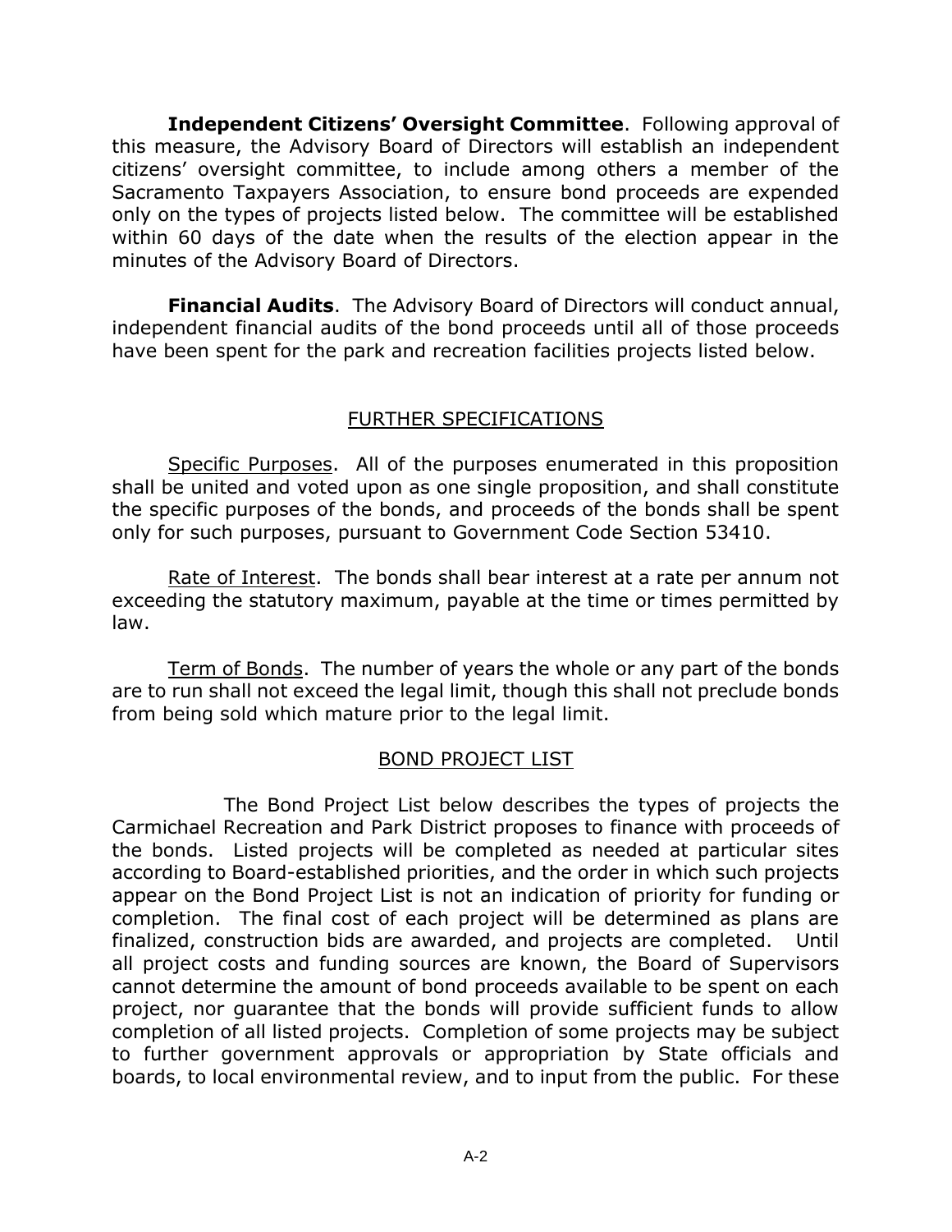**Independent Citizens' Oversight Committee**. Following approval of this measure, the Advisory Board of Directors will establish an independent citizens' oversight committee, to include among others a member of the Sacramento Taxpayers Association, to ensure bond proceeds are expended only on the types of projects listed below. The committee will be established within 60 days of the date when the results of the election appear in the minutes of the Advisory Board of Directors.

**Financial Audits**. The Advisory Board of Directors will conduct annual, independent financial audits of the bond proceeds until all of those proceeds have been spent for the park and recreation facilities projects listed below.

## FURTHER SPECIFICATIONS

Specific Purposes. All of the purposes enumerated in this proposition shall be united and voted upon as one single proposition, and shall constitute the specific purposes of the bonds, and proceeds of the bonds shall be spent only for such purposes, pursuant to Government Code Section 53410.

Rate of Interest. The bonds shall bear interest at a rate per annum not exceeding the statutory maximum, payable at the time or times permitted by law.

Term of Bonds. The number of years the whole or any part of the bonds are to run shall not exceed the legal limit, though this shall not preclude bonds from being sold which mature prior to the legal limit.

## BOND PROJECT LIST

The Bond Project List below describes the types of projects the Carmichael Recreation and Park District proposes to finance with proceeds of the bonds. Listed projects will be completed as needed at particular sites according to Board-established priorities, and the order in which such projects appear on the Bond Project List is not an indication of priority for funding or completion. The final cost of each project will be determined as plans are finalized, construction bids are awarded, and projects are completed. Until all project costs and funding sources are known, the Board of Supervisors cannot determine the amount of bond proceeds available to be spent on each project, nor guarantee that the bonds will provide sufficient funds to allow completion of all listed projects. Completion of some projects may be subject to further government approvals or appropriation by State officials and boards, to local environmental review, and to input from the public. For these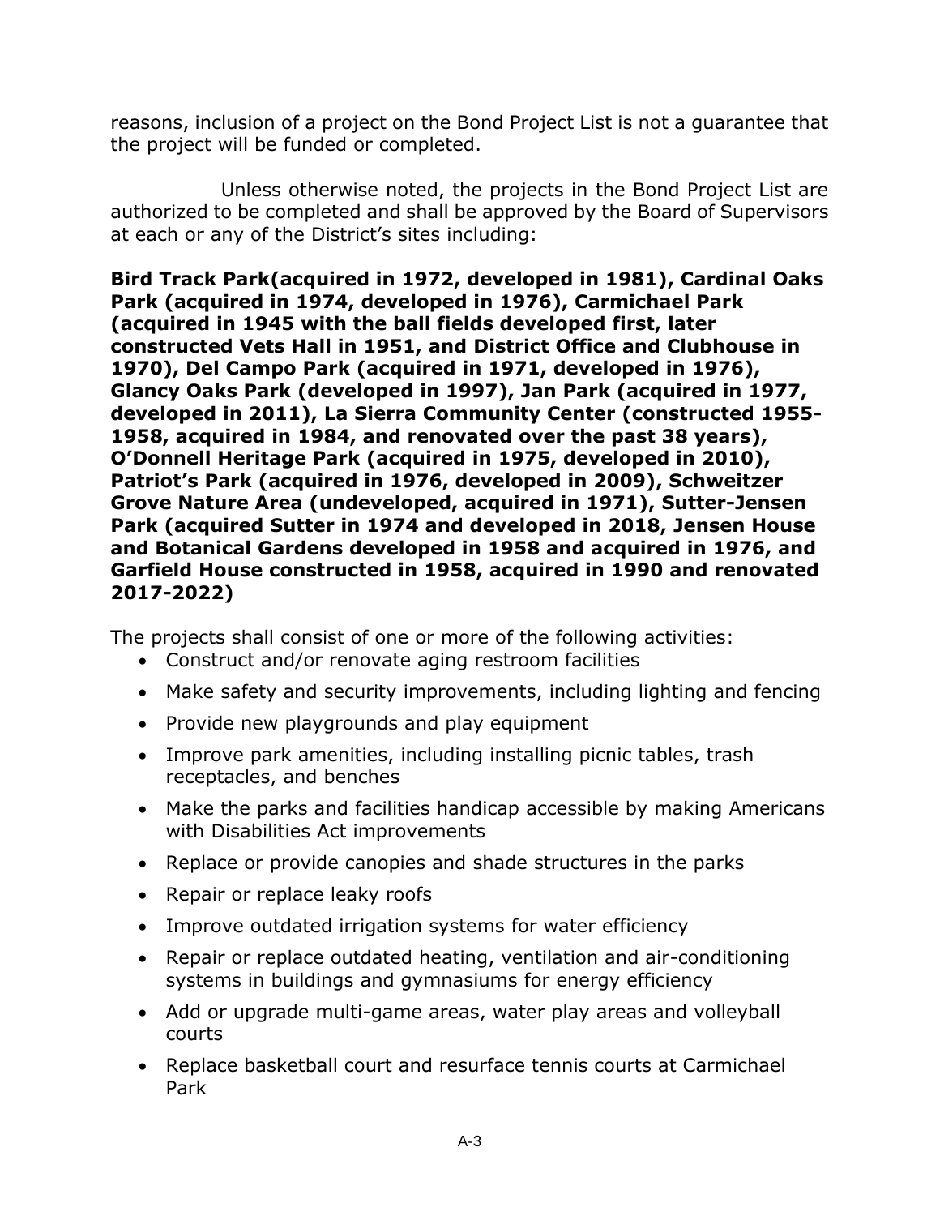reasons, inclusion of a project on the Bond Project List is not a guarantee that the project will be funded or completed.

Unless otherwise noted, the projects in the Bond Project List are authorized to be completed and shall be approved by the Board of Supervisors at each or any of the District's sites including:

**Bird Track Park(acquired in 1972, developed in 1981), Cardinal Oaks Park (acquired in 1974, developed in 1976), Carmichael Park (acquired in 1945 with the ball fields developed first, later constructed Vets Hall in 1951, and District Office and Clubhouse in 1970), Del Campo Park (acquired in 1971, developed in 1976), Glancy Oaks Park (developed in 1997), Jan Park (acquired in 1977, developed in 2011), La Sierra Community Center (constructed 1955-1958, acquired in 1984, and renovated over the past 38 years), O'Donnell Heritage Park (acquired in 1975, developed in 2010), Patriot's Park (acquired in 1976, developed in 2009), Schweitzer Grove Nature Area (undeveloped, acquired in 1971), Sutter-Jensen Park (acquired Sutter in 1974 and developed in 2018, Jensen House and Botanical Gardens developed in 1958 and acquired in 1976, and Garfield House constructed in 1958, acquired in 1990 and renovated 2017-2022)**

The projects shall consist of one or more of the following activities:

- Construct and/or renovate aging restroom facilities
- Make safety and security improvements, including lighting and fencing
- Provide new playgrounds and play equipment
- Improve park amenities, including installing picnic tables, trash receptacles, and benches
- Make the parks and facilities handicap accessible by making Americans with Disabilities Act improvements
- Replace or provide canopies and shade structures in the parks
- Repair or replace leaky roofs
- Improve outdated irrigation systems for water efficiency
- Repair or replace outdated heating, ventilation and air-conditioning systems in buildings and gymnasiums for energy efficiency
- Add or upgrade multi-game areas, water play areas and volleyball courts
- Replace basketball court and resurface tennis courts at Carmichael Park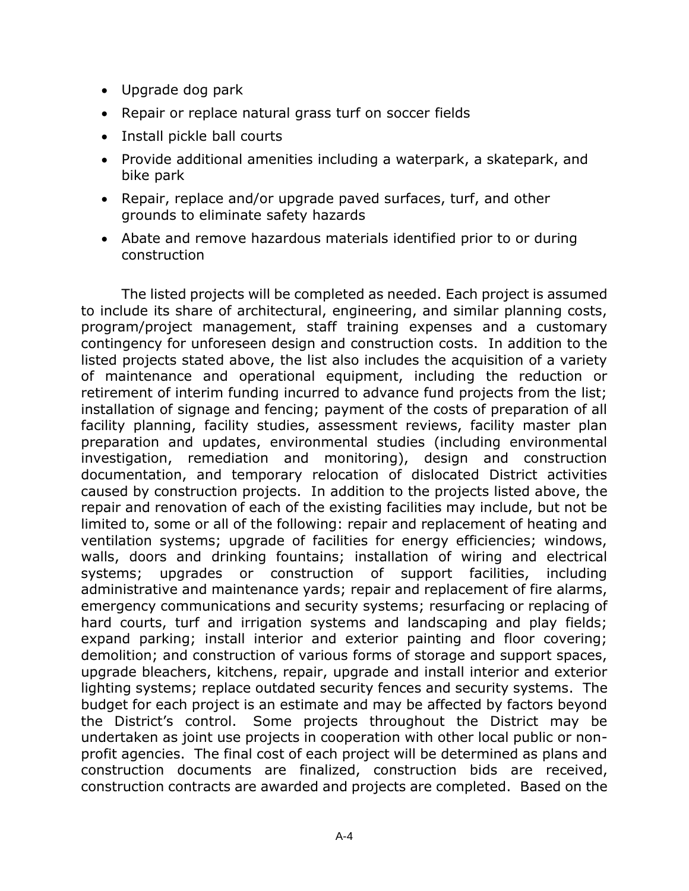- Upgrade dog park
- Repair or replace natural grass turf on soccer fields
- Install pickle ball courts
- Provide additional amenities including a waterpark, a skatepark, and bike park
- Repair, replace and/or upgrade paved surfaces, turf, and other grounds to eliminate safety hazards
- Abate and remove hazardous materials identified prior to or during construction

The listed projects will be completed as needed. Each project is assumed to include its share of architectural, engineering, and similar planning costs, program/project management, staff training expenses and a customary contingency for unforeseen design and construction costs. In addition to the listed projects stated above, the list also includes the acquisition of a variety of maintenance and operational equipment, including the reduction or retirement of interim funding incurred to advance fund projects from the list; installation of signage and fencing; payment of the costs of preparation of all facility planning, facility studies, assessment reviews, facility master plan preparation and updates, environmental studies (including environmental investigation, remediation and monitoring), design and construction documentation, and temporary relocation of dislocated District activities caused by construction projects. In addition to the projects listed above, the repair and renovation of each of the existing facilities may include, but not be limited to, some or all of the following: repair and replacement of heating and ventilation systems; upgrade of facilities for energy efficiencies; windows, walls, doors and drinking fountains; installation of wiring and electrical systems; upgrades or construction of support facilities, including administrative and maintenance yards; repair and replacement of fire alarms, emergency communications and security systems; resurfacing or replacing of hard courts, turf and irrigation systems and landscaping and play fields; expand parking; install interior and exterior painting and floor covering; demolition; and construction of various forms of storage and support spaces, upgrade bleachers, kitchens, repair, upgrade and install interior and exterior lighting systems; replace outdated security fences and security systems. The budget for each project is an estimate and may be affected by factors beyond the District's control. Some projects throughout the District may be undertaken as joint use projects in cooperation with other local public or non-profit agencies. The final cost of each project will be determined as plans and construction documents are finalized, construction bids are received, construction contracts are awarded and projects are completed. Based on the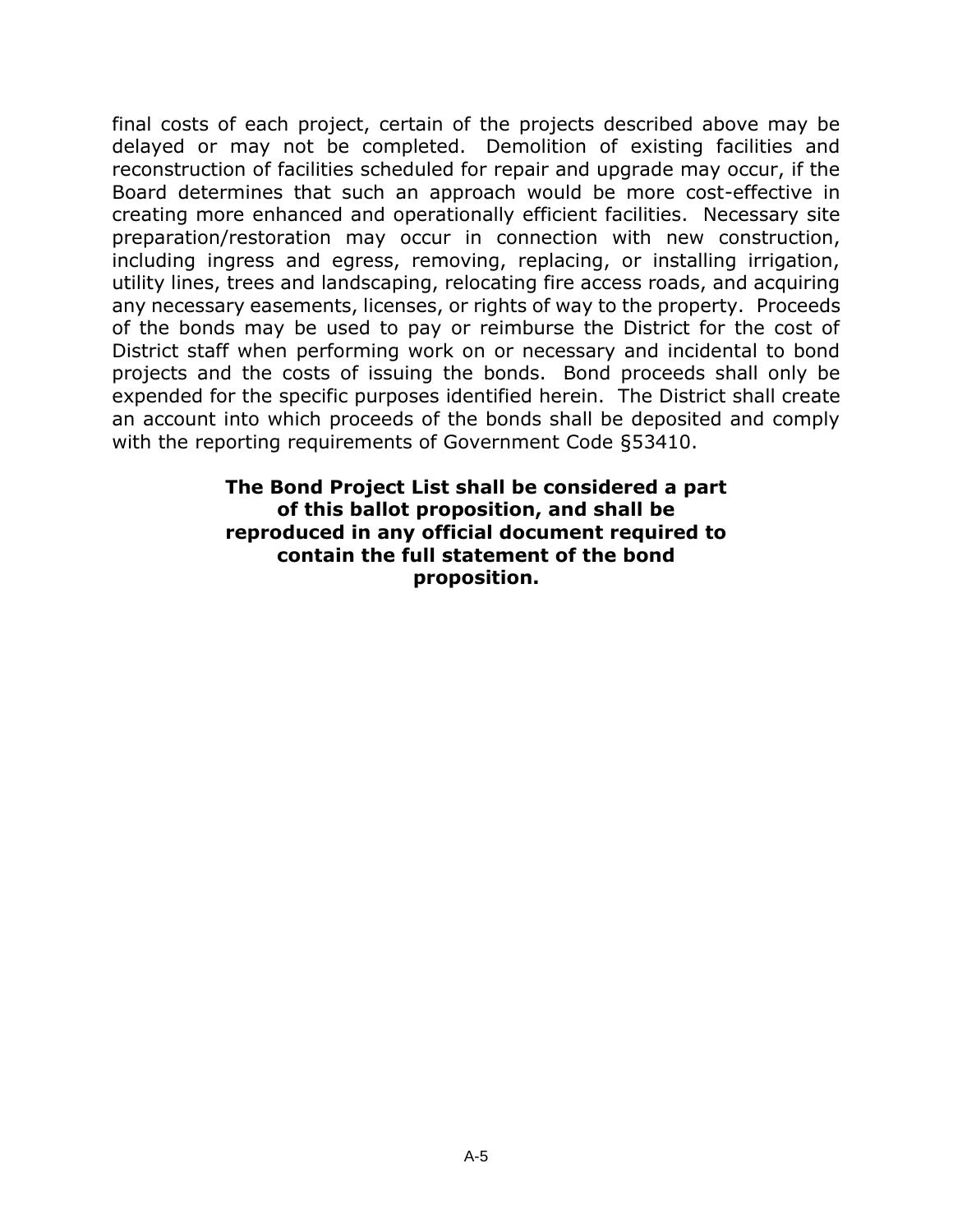final costs of each project, certain of the projects described above may be delayed or may not be completed. Demolition of existing facilities and reconstruction of facilities scheduled for repair and upgrade may occur, if the Board determines that such an approach would be more cost-effective in creating more enhanced and operationally efficient facilities. Necessary site preparation/restoration may occur in connection with new construction, including ingress and egress, removing, replacing, or installing irrigation, utility lines, trees and landscaping, relocating fire access roads, and acquiring any necessary easements, licenses, or rights of way to the property. Proceeds of the bonds may be used to pay or reimburse the District for the cost of District staff when performing work on or necessary and incidental to bond projects and the costs of issuing the bonds. Bond proceeds shall only be expended for the specific purposes identified herein. The District shall create an account into which proceeds of the bonds shall be deposited and comply with the reporting requirements of Government Code §53410.

**The Bond Project List shall be considered a part of this ballot proposition, and shall be reproduced in any official document required to contain the full statement of the bond proposition.**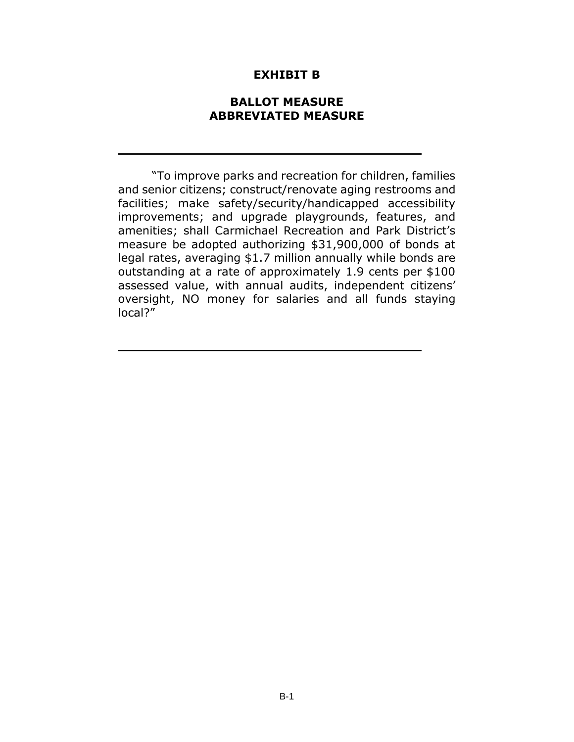# EXHIBIT B

## BALLOT MEASURE
## ABBREVIATED MEASURE

---

"To improve parks and recreation for children, families and senior citizens; construct/renovate aging restrooms and facilities; make safety/security/handicapped accessibility improvements; and upgrade playgrounds, features, and amenities; shall Carmichael Recreation and Park District's measure be adopted authorizing $31,900,000 of bonds at legal rates, averaging $1.7 million annually while bonds are outstanding at a rate of approximately 1.9 cents per $100 assessed value, with annual audits, independent citizens' oversight, NO money for salaries and all funds staying local?"

---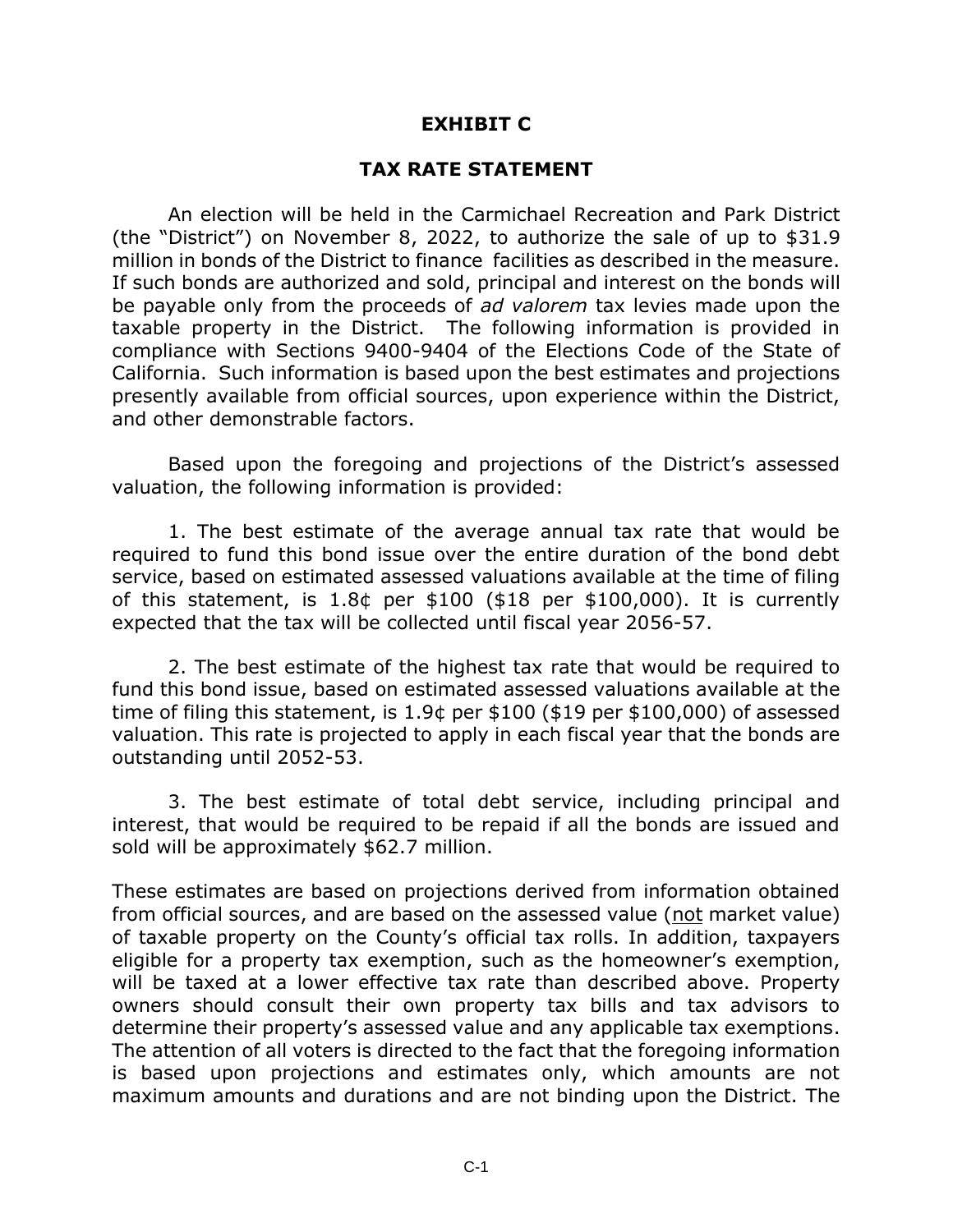# EXHIBIT C

## TAX RATE STATEMENT

An election will be held in the Carmichael Recreation and Park District (the "District") on November 8, 2022, to authorize the sale of up to $31.9 million in bonds of the District to finance facilities as described in the measure. If such bonds are authorized and sold, principal and interest on the bonds will be payable only from the proceeds of *ad valorem* tax levies made upon the taxable property in the District. The following information is provided in compliance with Sections 9400-9404 of the Elections Code of the State of California. Such information is based upon the best estimates and projections presently available from official sources, upon experience within the District, and other demonstrable factors.

Based upon the foregoing and projections of the District's assessed valuation, the following information is provided:

1. The best estimate of the average annual tax rate that would be required to fund this bond issue over the entire duration of the bond debt service, based on estimated assessed valuations available at the time of filing of this statement, is 1.8¢ per $100 ($18 per $100,000). It is currently expected that the tax will be collected until fiscal year 2056-57.

2. The best estimate of the highest tax rate that would be required to fund this bond issue, based on estimated assessed valuations available at the time of filing this statement, is 1.9¢ per $100 ($19 per $100,000) of assessed valuation. This rate is projected to apply in each fiscal year that the bonds are outstanding until 2052-53.

3. The best estimate of total debt service, including principal and interest, that would be required to be repaid if all the bonds are issued and sold will be approximately $62.7 million.

These estimates are based on projections derived from information obtained from official sources, and are based on the assessed value (<u>not</u> market value) of taxable property on the County's official tax rolls. In addition, taxpayers eligible for a property tax exemption, such as the homeowner's exemption, will be taxed at a lower effective tax rate than described above. Property owners should consult their own property tax bills and tax advisors to determine their property's assessed value and any applicable tax exemptions. The attention of all voters is directed to the fact that the foregoing information is based upon projections and estimates only, which amounts are not maximum amounts and durations and are not binding upon the District. The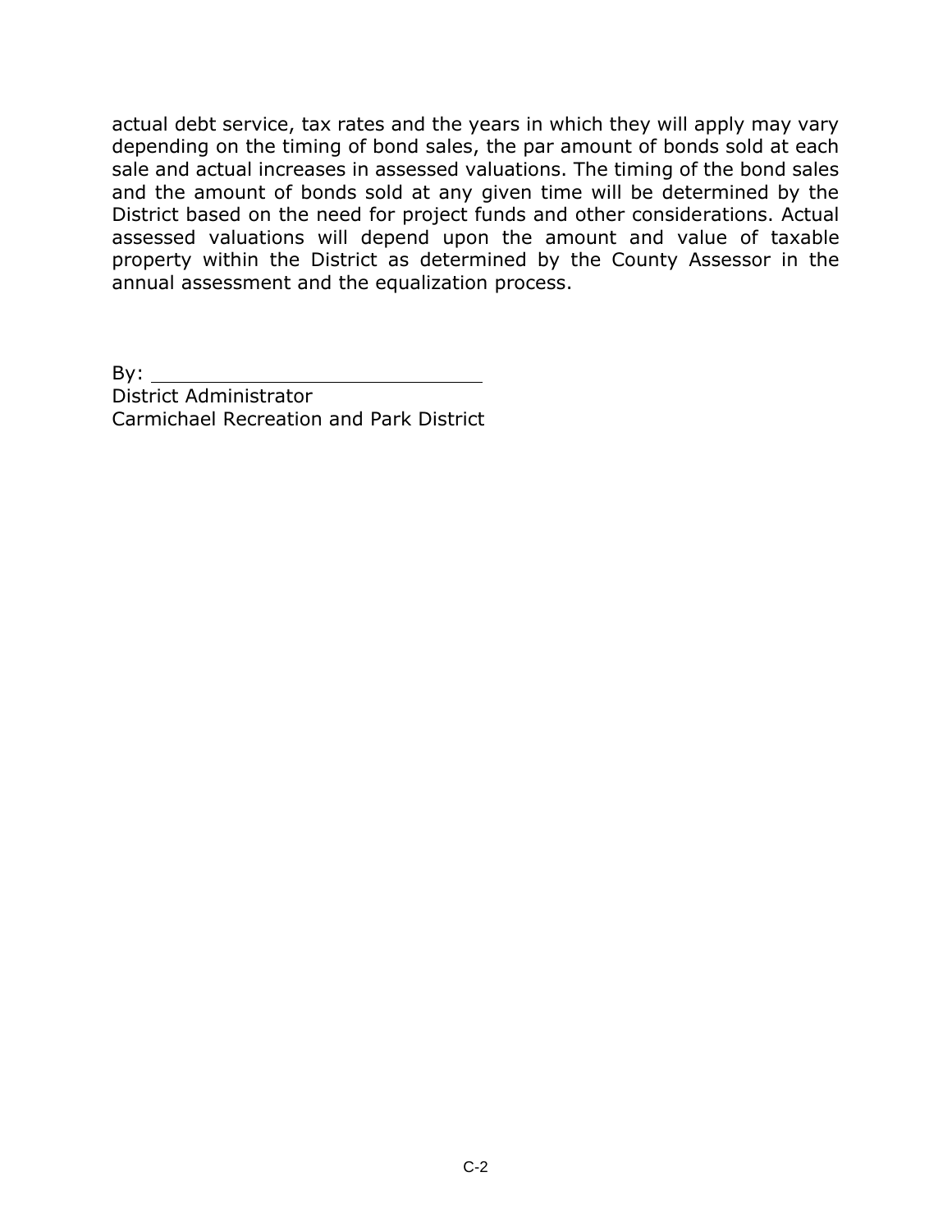actual debt service, tax rates and the years in which they will apply may vary depending on the timing of bond sales, the par amount of bonds sold at each sale and actual increases in assessed valuations. The timing of the bond sales and the amount of bonds sold at any given time will be determined by the District based on the need for project funds and other considerations. Actual assessed valuations will depend upon the amount and value of taxable property within the District as determined by the County Assessor in the annual assessment and the equalization process.

By: ______________________________

District Administrator

Carmichael Recreation and Park District